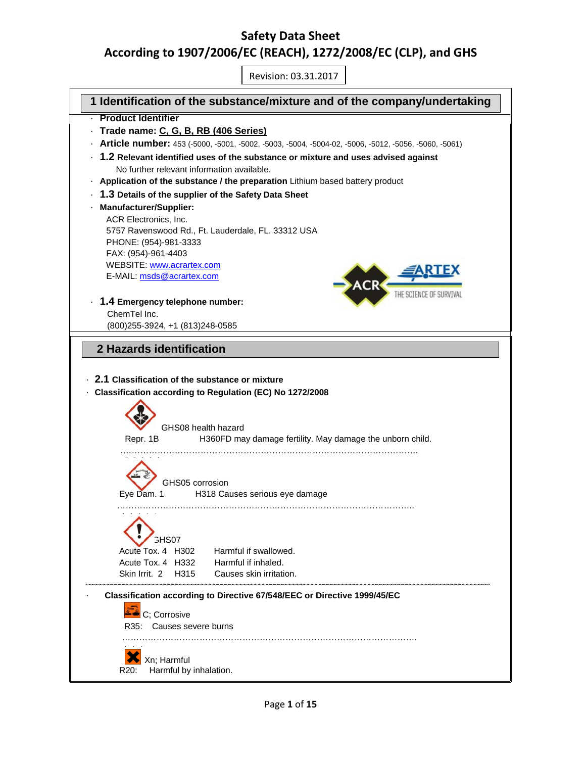# Safety Data Sheet
## According to 1907/2006/EC (REACH), 1272/2008/EC (CLP), and GHS

Revision: 03.31.2017

## 1 Identification of the substance/mixture and of the company/undertaking

- **Product Identifier**
- **Trade name: C, G, B, RB (406 Series)**
- **Article number:** 453 (-5000, -5001, -5002, -5003, -5004, -5004-02, -5006, -5012, -5056, -5060, -5061)
- **1.2 Relevant identified uses of the substance or mixture and uses advised against**
  No further relevant information available.
- **Application of the substance / the preparation** Lithium based battery product
- **1.3 Details of the supplier of the Safety Data Sheet**
- **Manufacturer/Supplier:**
  ACR Electronics, Inc.
  5757 Ravenswood Rd., Ft. Lauderdale, FL. 33312 USA
  PHONE: (954)-981-3333
  FAX: (954)-961-4403
  WEBSITE: www.acrartex.com
  E-MAIL: msds@acrartex.com
- **1.4 Emergency telephone number:**
  ChemTel Inc.
  (800)255-3924, +1 (813)248-0585

## 2 Hazards identification

- **2.1 Classification of the substance or mixture**
- **Classification according to Regulation (EC) No 1272/2008**

GHS08 health hazard

Repr. 1B H360FD may damage fertility. May damage the unborn child.

GHS05 corrosion

Eye Dam. 1 H318 Causes serious eye damage

GHS07

| | | |
|---|---|---|
| Acute Tox. 4 | H302 | Harmful if swallowed. |
| Acute Tox. 4 | H332 | Harmful if inhaled. |
| Skin Irrit. 2 | H315 | Causes skin irritation. |

- **Classification according to Directive 67/548/EEC or Directive 1999/45/EC**

C; Corrosive

R35: Causes severe burns

Xn; Harmful

R20: Harmful by inhalation.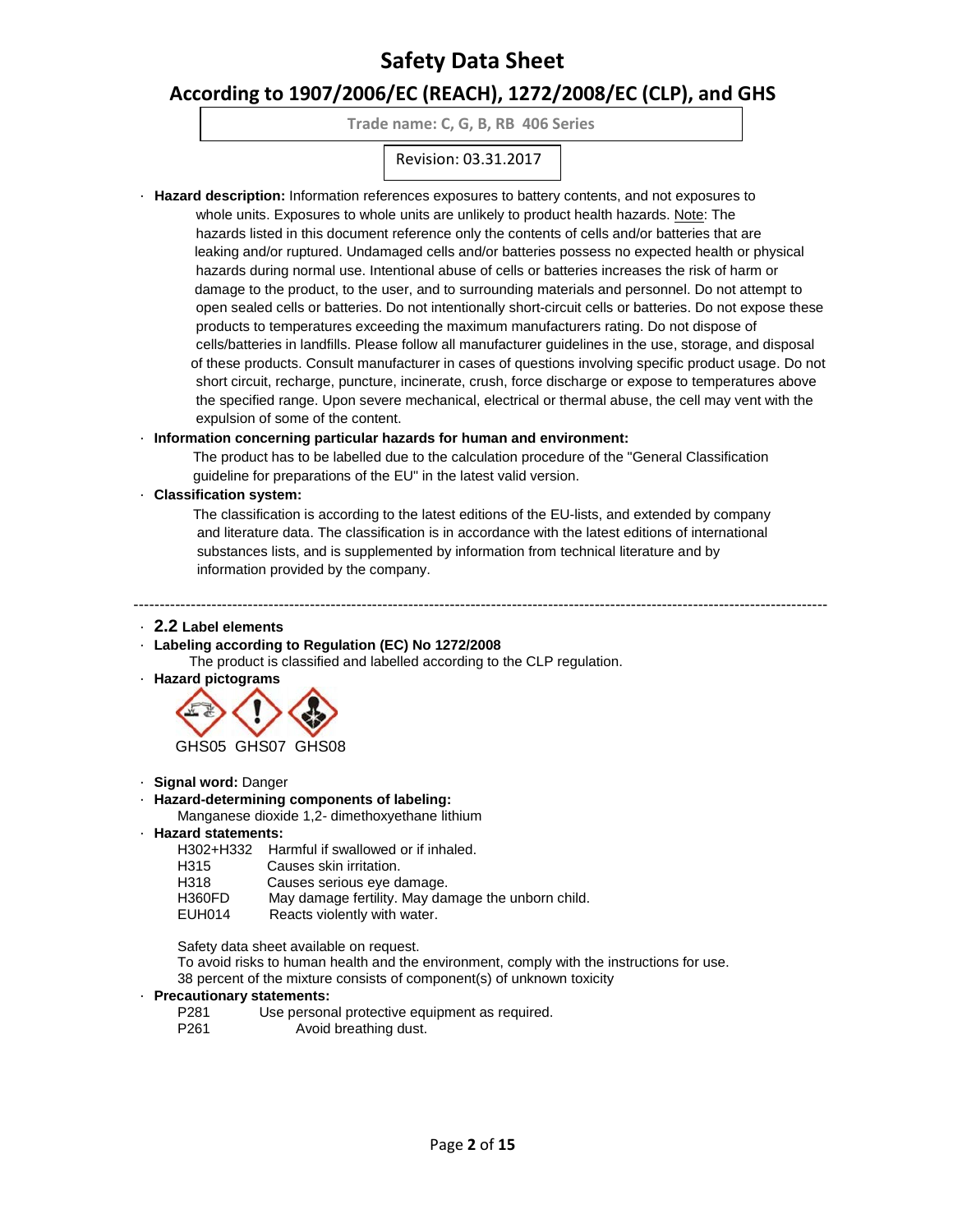· **Hazard description:** Information references exposures to battery contents, and not exposures to whole units. Exposures to whole units are unlikely to product health hazards. Note: The hazards listed in this document reference only the contents of cells and/or batteries that are leaking and/or ruptured. Undamaged cells and/or batteries possess no expected health or physical hazards during normal use. Intentional abuse of cells or batteries increases the risk of harm or damage to the product, to the user, and to surrounding materials and personnel. Do not attempt to open sealed cells or batteries. Do not intentionally short-circuit cells or batteries. Do not expose these products to temperatures exceeding the maximum manufacturers rating. Do not dispose of cells/batteries in landfills. Please follow all manufacturer guidelines in the use, storage, and disposal of these products. Consult manufacturer in cases of questions involving specific product usage. Do not short circuit, recharge, puncture, incinerate, crush, force discharge or expose to temperatures above the specified range. Upon severe mechanical, electrical or thermal abuse, the cell may vent with the expulsion of some of the content.

· **Information concerning particular hazards for human and environment:**
The product has to be labelled due to the calculation procedure of the "General Classification guideline for preparations of the EU" in the latest valid version.

· **Classification system:**
The classification is according to the latest editions of the EU-lists, and extended by company and literature data. The classification is in accordance with the latest editions of international substances lists, and is supplemented by information from technical literature and by information provided by the company.

---

· **2.2 Label elements**

· **Labeling according to Regulation (EC) No 1272/2008**
The product is classified and labelled according to the CLP regulation.

· **Hazard pictograms**

GHS05 GHS07 GHS08

· **Signal word:** Danger

· **Hazard-determining components of labeling:**
Manganese dioxide 1,2- dimethoxyethane lithium

· **Hazard statements:**

H302+H332 Harmful if swallowed or if inhaled.
H315 Causes skin irritation.
H318 Causes serious eye damage.
H360FD May damage fertility. May damage the unborn child.
EUH014 Reacts violently with water.

Safety data sheet available on request.
To avoid risks to human health and the environment, comply with the instructions for use.
38 percent of the mixture consists of component(s) of unknown toxicity

· **Precautionary statements:**

P281 Use personal protective equipment as required.
P261 Avoid breathing dust.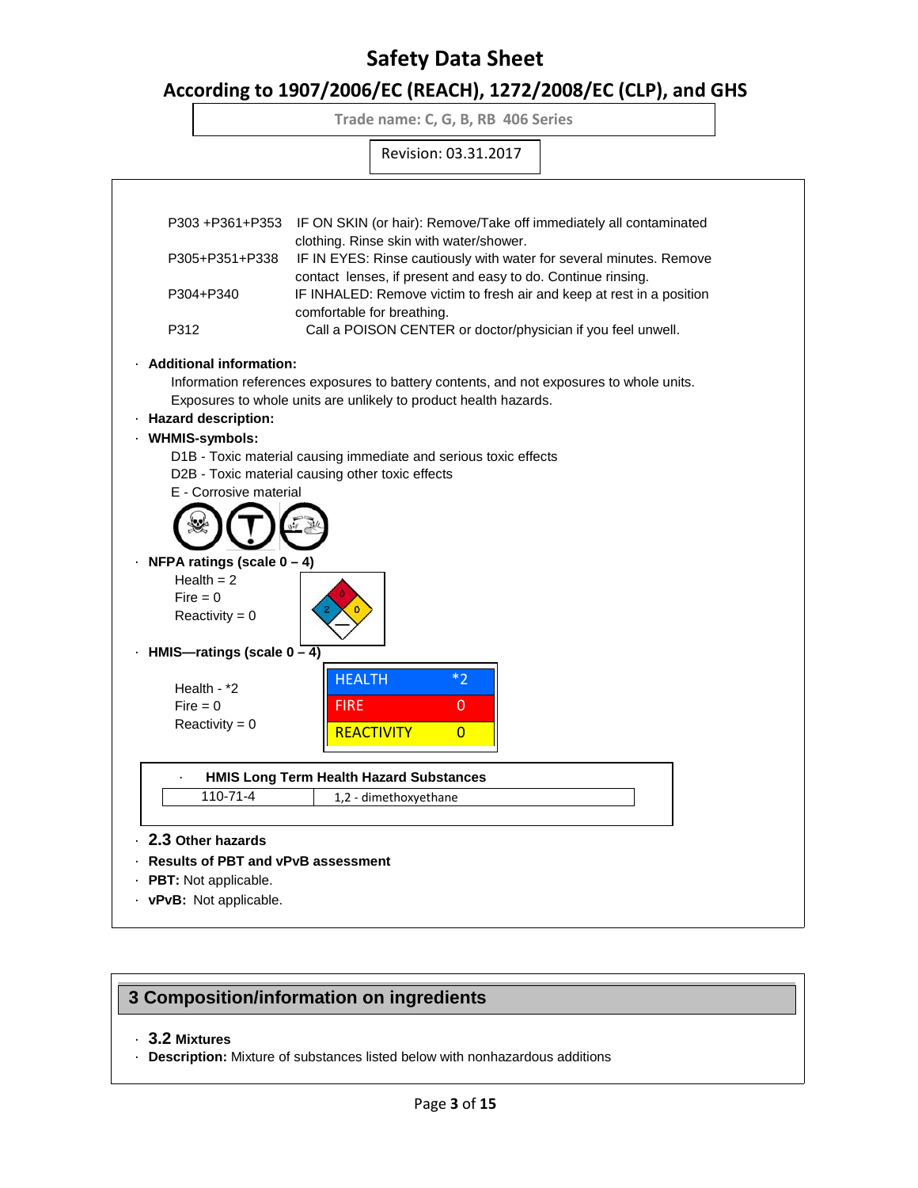| | |
|---|---|
| P303 +P361+P353 | IF ON SKIN (or hair): Remove/Take off immediately all contaminated clothing. Rinse skin with water/shower. |
| P305+P351+P338 | IF IN EYES: Rinse cautiously with water for several minutes. Remove contact lenses, if present and easy to do. Continue rinsing. |
| P304+P340 | IF INHALED: Remove victim to fresh air and keep at rest in a position comfortable for breathing. |
| P312 | Call a POISON CENTER or doctor/physician if you feel unwell. |

· **Additional information:**

Information references exposures to battery contents, and not exposures to whole units. Exposures to whole units are unlikely to product health hazards.

· **Hazard description:**

· **WHMIS-symbols:**

D1B - Toxic material causing immediate and serious toxic effects
D2B - Toxic material causing other toxic effects
E - Corrosive material

· **NFPA ratings (scale 0 – 4)**

Health = 2
Fire = 0
Reactivity = 0

· **HMIS—ratings (scale 0 – 4)**

Health - *2
Fire = 0
Reactivity = 0

| | |
|---|---|
| HEALTH | *2 |
| FIRE | 0 |
| REACTIVITY | 0 |

· **HMIS Long Term Health Hazard Substances**

| | |
|---|---|
| 110-71-4 | 1,2 - dimethoxyethane |

· **2.3 Other hazards**

· **Results of PBT and vPvB assessment**

· **PBT:** Not applicable.

· **vPvB:** Not applicable.

## 3 Composition/information on ingredients

· **3.2 Mixtures**

· **Description:** Mixture of substances listed below with nonhazardous additions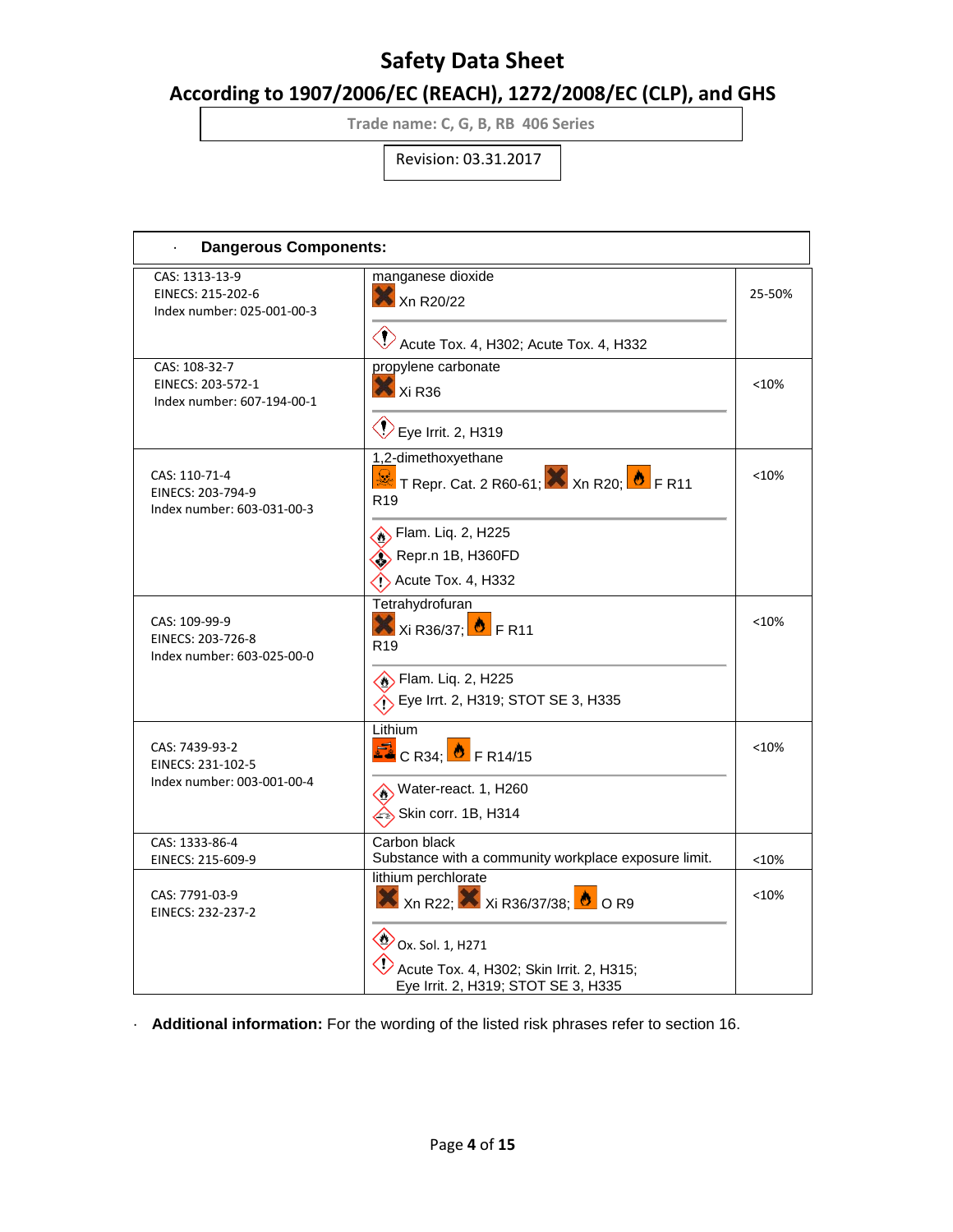# Safety Data Sheet

## According to 1907/2006/EC (REACH), 1272/2008/EC (CLP), and GHS

Trade name: C, G, B, RB 406 Series

Revision: 03.31.2017

· **Dangerous Components:**

| Identifiers | Component / Classification | Concentration |
|---|---|---|
| CAS: 1313-13-9<br>EINECS: 215-202-6<br>Index number: 025-001-00-3 | manganese dioxide<br>Xn R20/22<br>Acute Tox. 4, H302; Acute Tox. 4, H332 | 25-50% |
| CAS: 108-32-7<br>EINECS: 203-572-1<br>Index number: 607-194-00-1 | propylene carbonate<br>Xi R36<br>Eye Irrit. 2, H319 | <10% |
| CAS: 110-71-4<br>EINECS: 203-794-9<br>Index number: 603-031-00-3 | 1,2-dimethoxyethane<br>T Repr. Cat. 2 R60-61; Xn R20; F R11<br>R19<br>Flam. Liq. 2, H225<br>Repr.n 1B, H360FD<br>Acute Tox. 4, H332 | <10% |
| CAS: 109-99-9<br>EINECS: 203-726-8<br>Index number: 603-025-00-0 | Tetrahydrofuran<br>Xi R36/37; F R11<br>R19<br>Flam. Liq. 2, H225<br>Eye Irrt. 2, H319; STOT SE 3, H335 | <10% |
| CAS: 7439-93-2<br>EINECS: 231-102-5<br>Index number: 003-001-00-4 | Lithium<br>C R34; F R14/15<br>Water-react. 1, H260<br>Skin corr. 1B, H314 | <10% |
| CAS: 1333-86-4<br>EINECS: 215-609-9 | Carbon black<br>Substance with a community workplace exposure limit. | <10% |
| CAS: 7791-03-9<br>EINECS: 232-237-2 | lithium perchlorate<br>Xn R22; Xi R36/37/38; O R9<br>Ox. Sol. 1, H271<br>Acute Tox. 4, H302; Skin Irrit. 2, H315; Eye Irrit. 2, H319; STOT SE 3, H335 | <10% |

· **Additional information:** For the wording of the listed risk phrases refer to section 16.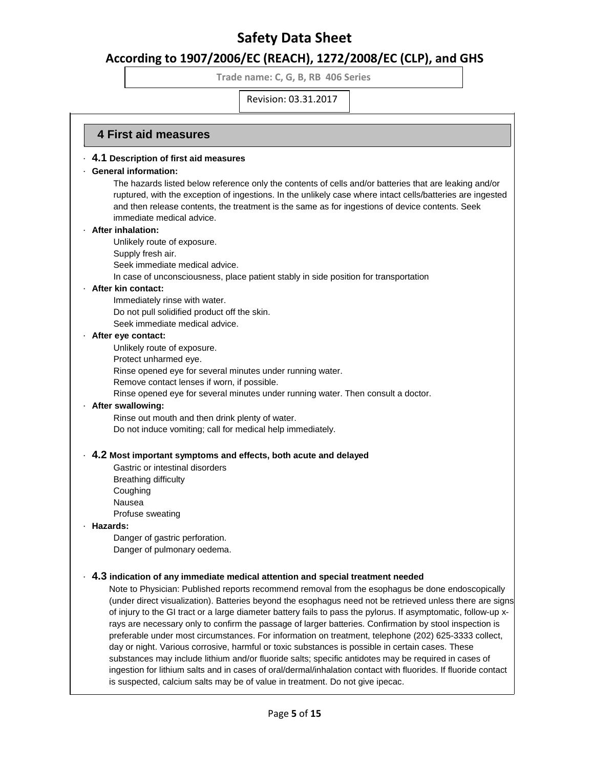## 4 First aid measures

· **4.1 Description of first aid measures**

· **General information:**

The hazards listed below reference only the contents of cells and/or batteries that are leaking and/or ruptured, with the exception of ingestions. In the unlikely case where intact cells/batteries are ingested and then release contents, the treatment is the same as for ingestions of device contents. Seek immediate medical advice.

· **After inhalation:**

Unlikely route of exposure.
Supply fresh air.
Seek immediate medical advice.
In case of unconsciousness, place patient stably in side position for transportation

· **After kin contact:**

Immediately rinse with water.
Do not pull solidified product off the skin.
Seek immediate medical advice.

· **After eye contact:**

Unlikely route of exposure.
Protect unharmed eye.
Rinse opened eye for several minutes under running water.
Remove contact lenses if worn, if possible.
Rinse opened eye for several minutes under running water. Then consult a doctor.

· **After swallowing:**

Rinse out mouth and then drink plenty of water.
Do not induce vomiting; call for medical help immediately.

· **4.2 Most important symptoms and effects, both acute and delayed**

Gastric or intestinal disorders
Breathing difficulty
Coughing
Nausea
Profuse sweating

· **Hazards:**

Danger of gastric perforation.
Danger of pulmonary oedema.

· **4.3 indication of any immediate medical attention and special treatment needed**

Note to Physician: Published reports recommend removal from the esophagus be done endoscopically (under direct visualization). Batteries beyond the esophagus need not be retrieved unless there are signs of injury to the GI tract or a large diameter battery fails to pass the pylorus. If asymptomatic, follow-up x-rays are necessary only to confirm the passage of larger batteries. Confirmation by stool inspection is preferable under most circumstances. For information on treatment, telephone (202) 625-3333 collect, day or night. Various corrosive, harmful or toxic substances is possible in certain cases. These substances may include lithium and/or fluoride salts; specific antidotes may be required in cases of ingestion for lithium salts and in cases of oral/dermal/inhalation contact with fluorides. If fluoride contact is suspected, calcium salts may be of value in treatment. Do not give ipecac.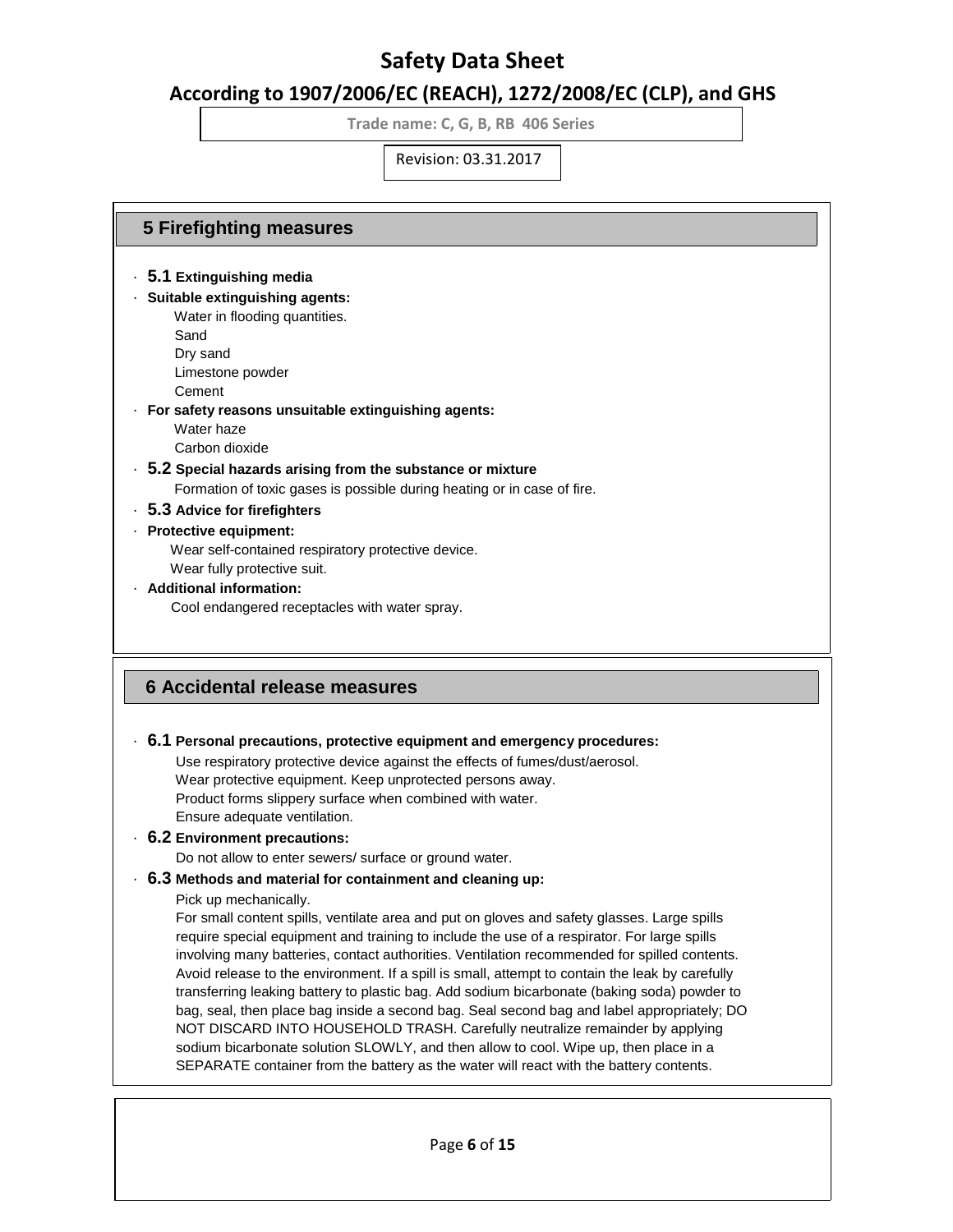## 5 Firefighting measures

· **5.1 Extinguishing media**

· **Suitable extinguishing agents:**

Water in flooding quantities.
Sand
Dry sand
Limestone powder
Cement

· **For safety reasons unsuitable extinguishing agents:**

Water haze
Carbon dioxide

· **5.2 Special hazards arising from the substance or mixture**

Formation of toxic gases is possible during heating or in case of fire.

· **5.3 Advice for firefighters**

· **Protective equipment:**

Wear self-contained respiratory protective device.
Wear fully protective suit.

· **Additional information:**

Cool endangered receptacles with water spray.

## 6 Accidental release measures

· **6.1 Personal precautions, protective equipment and emergency procedures:**

Use respiratory protective device against the effects of fumes/dust/aerosol.
Wear protective equipment. Keep unprotected persons away.
Product forms slippery surface when combined with water.
Ensure adequate ventilation.

· **6.2 Environment precautions:**

Do not allow to enter sewers/ surface or ground water.

· **6.3 Methods and material for containment and cleaning up:**

Pick up mechanically.

For small content spills, ventilate area and put on gloves and safety glasses. Large spills require special equipment and training to include the use of a respirator. For large spills involving many batteries, contact authorities. Ventilation recommended for spilled contents. Avoid release to the environment. If a spill is small, attempt to contain the leak by carefully transferring leaking battery to plastic bag. Add sodium bicarbonate (baking soda) powder to bag, seal, then place bag inside a second bag. Seal second bag and label appropriately; DO NOT DISCARD INTO HOUSEHOLD TRASH. Carefully neutralize remainder by applying sodium bicarbonate solution SLOWLY, and then allow to cool. Wipe up, then place in a SEPARATE container from the battery as the water will react with the battery contents.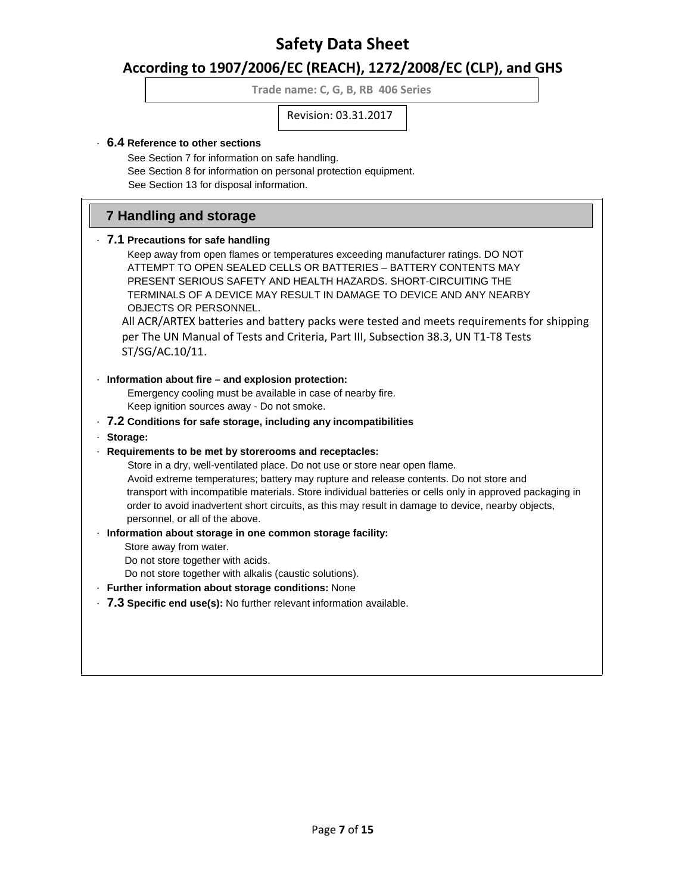· **6.4 Reference to other sections**

See Section 7 for information on safe handling.
See Section 8 for information on personal protection equipment.
See Section 13 for disposal information.

## 7 Handling and storage

· **7.1 Precautions for safe handling**

Keep away from open flames or temperatures exceeding manufacturer ratings. DO NOT ATTEMPT TO OPEN SEALED CELLS OR BATTERIES – BATTERY CONTENTS MAY PRESENT SERIOUS SAFETY AND HEALTH HAZARDS. SHORT-CIRCUITING THE TERMINALS OF A DEVICE MAY RESULT IN DAMAGE TO DEVICE AND ANY NEARBY OBJECTS OR PERSONNEL.

All ACR/ARTEX batteries and battery packs were tested and meets requirements for shipping per The UN Manual of Tests and Criteria, Part III, Subsection 38.3, UN T1-T8 Tests ST/SG/AC.10/11.

· **Information about fire – and explosion protection:**

Emergency cooling must be available in case of nearby fire.
Keep ignition sources away - Do not smoke.

· **7.2 Conditions for safe storage, including any incompatibilities**

· **Storage:**

· **Requirements to be met by storerooms and receptacles:**

Store in a dry, well-ventilated place. Do not use or store near open flame.
Avoid extreme temperatures; battery may rupture and release contents. Do not store and transport with incompatible materials. Store individual batteries or cells only in approved packaging in order to avoid inadvertent short circuits, as this may result in damage to device, nearby objects, personnel, or all of the above.

· **Information about storage in one common storage facility:**

Store away from water.
Do not store together with acids.
Do not store together with alkalis (caustic solutions).

· **Further information about storage conditions:** None

· **7.3 Specific end use(s):** No further relevant information available.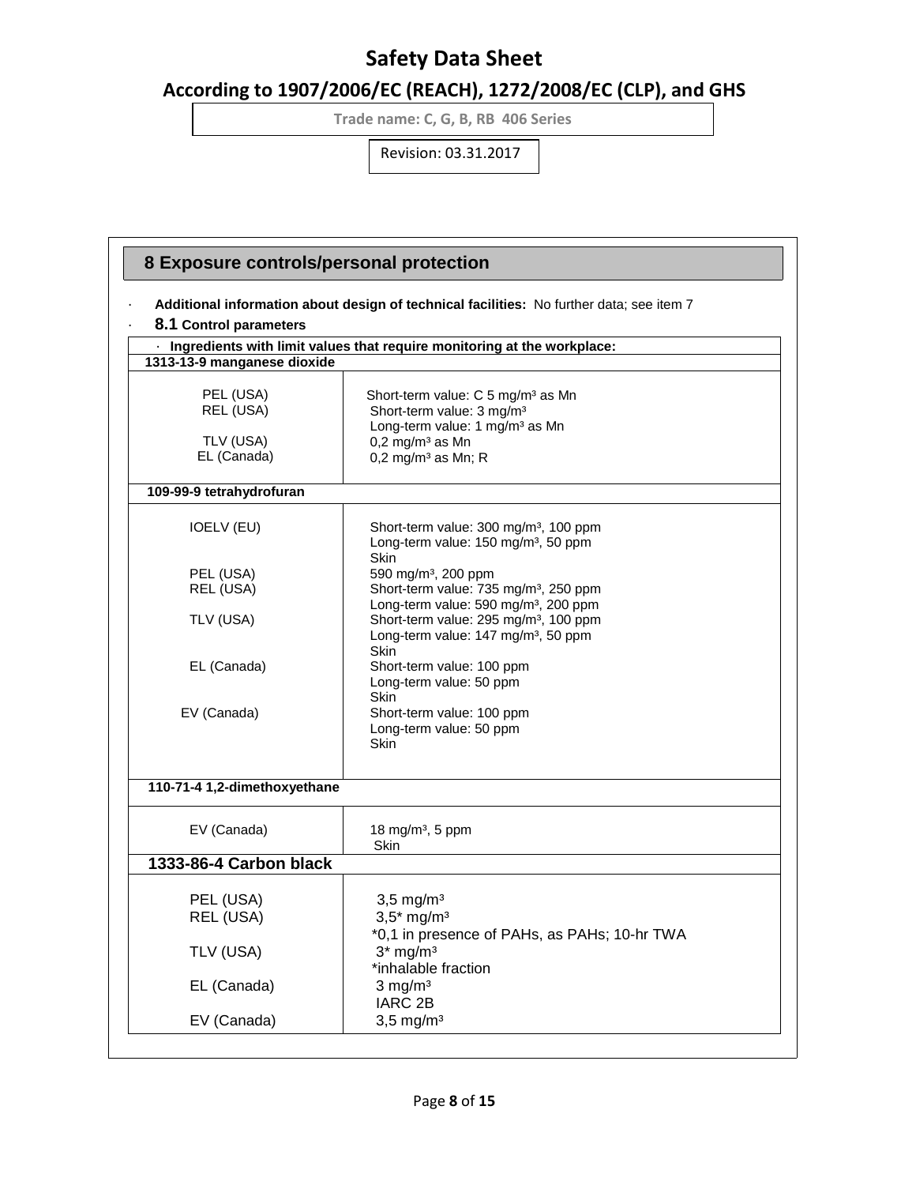## 8 Exposure controls/personal protection

· **Additional information about design of technical facilities:** No further data; see item 7

· **8.1 Control parameters**

| · **Ingredients with limit values that require monitoring at the workplace:** | |
|---|---|
| **1313-13-9 manganese dioxide** | |
| PEL (USA) | Short-term value: C 5 mg/m³ as Mn |
| REL (USA) | Short-term value: 3 mg/m³<br>Long-term value: 1 mg/m³ as Mn |
| TLV (USA) | 0,2 mg/m³ as Mn |
| EL (Canada) | 0,2 mg/m³ as Mn; R |
| **109-99-9 tetrahydrofuran** | |
| IOELV (EU) | Short-term value: 300 mg/m³, 100 ppm<br>Long-term value: 150 mg/m³, 50 ppm<br>Skin |
| PEL (USA) | 590 mg/m³, 200 ppm |
| REL (USA) | Short-term value: 735 mg/m³, 250 ppm<br>Long-term value: 590 mg/m³, 200 ppm |
| TLV (USA) | Short-term value: 295 mg/m³, 100 ppm<br>Long-term value: 147 mg/m³, 50 ppm<br>Skin |
| EL (Canada) | Short-term value: 100 ppm<br>Long-term value: 50 ppm<br>Skin |
| EV (Canada) | Short-term value: 100 ppm<br>Long-term value: 50 ppm<br>Skin |
| **110-71-4 1,2-dimethoxyethane** | |
| EV (Canada) | 18 mg/m³, 5 ppm<br>Skin |
| **1333-86-4 Carbon black** | |
| PEL (USA) | 3,5 mg/m³ |
| REL (USA) | 3,5* mg/m³<br>*0,1 in presence of PAHs, as PAHs; 10-hr TWA |
| TLV (USA) | 3* mg/m³<br>*inhalable fraction |
| EL (Canada) | 3 mg/m³<br>IARC 2B |
| EV (Canada) | 3,5 mg/m³ |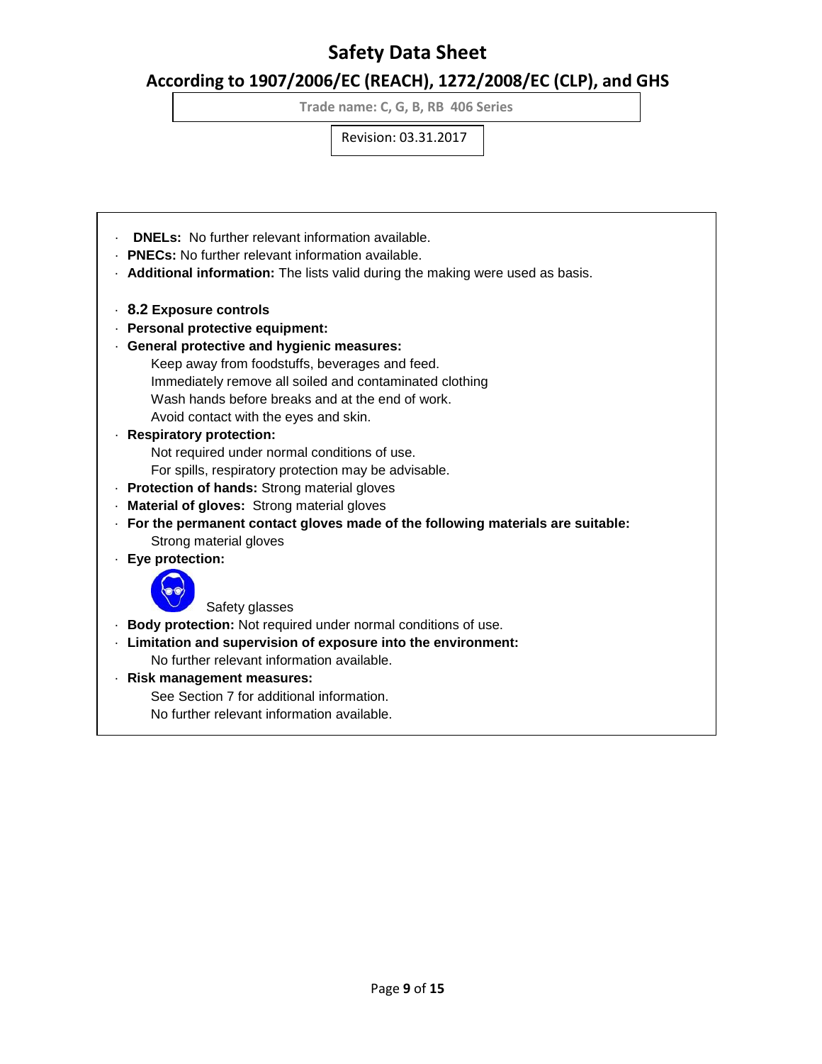- **DNELs:** No further relevant information available.
- **PNECs:** No further relevant information available.
- **Additional information:** The lists valid during the making were used as basis.

- **8.2 Exposure controls**
- **Personal protective equipment:**
- **General protective and hygienic measures:**
  Keep away from foodstuffs, beverages and feed.
  Immediately remove all soiled and contaminated clothing
  Wash hands before breaks and at the end of work.
  Avoid contact with the eyes and skin.
- **Respiratory protection:**
  Not required under normal conditions of use.
  For spills, respiratory protection may be advisable.
- **Protection of hands:** Strong material gloves
- **Material of gloves:** Strong material gloves
- **For the permanent contact gloves made of the following materials are suitable:**
  Strong material gloves
- **Eye protection:**
  Safety glasses
- **Body protection:** Not required under normal conditions of use.
- **Limitation and supervision of exposure into the environment:**
  No further relevant information available.
- **Risk management measures:**
  See Section 7 for additional information.
  No further relevant information available.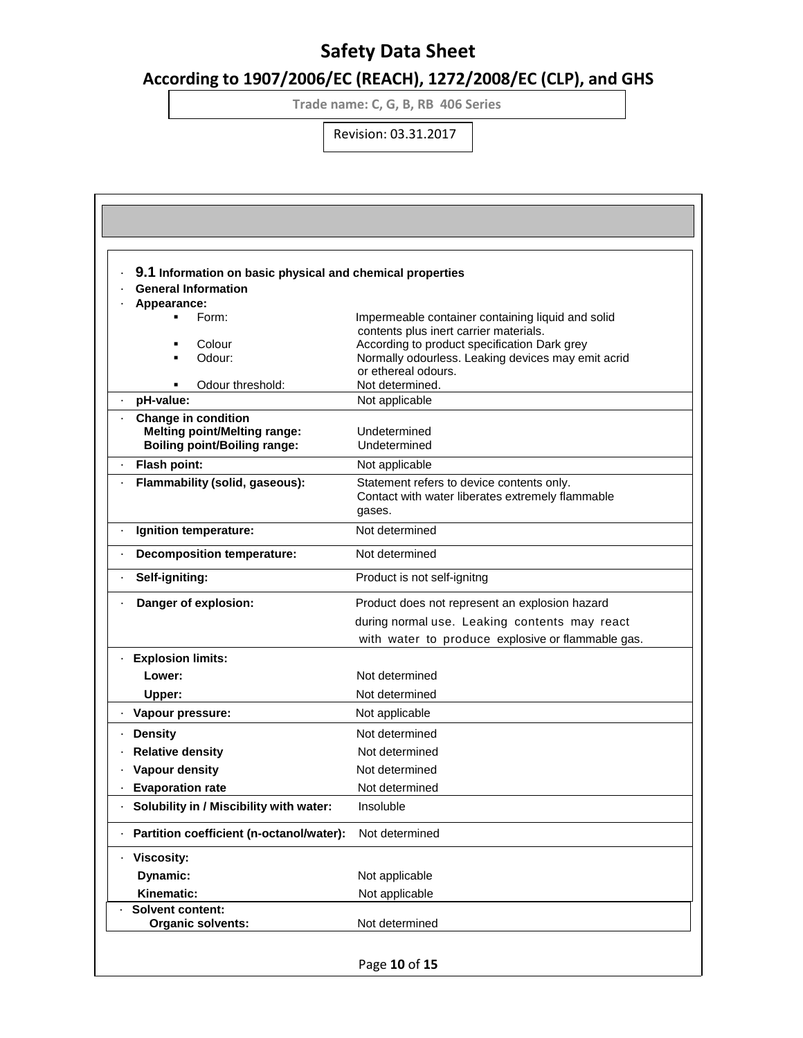### 9.1 Information on basic physical and chemical properties

**General Information**

**Appearance:**

| Property | Value |
|---|---|
| Form: | Impermeable container containing liquid and solid contents plus inert carrier materials. |
| Colour | According to product specification Dark grey |
| Odour: | Normally odourless. Leaking devices may emit acrid or ethereal odours. |
| Odour threshold: | Not determined. |
| **pH-value:** | Not applicable |
| **Change in condition** | |
| **Melting point/Melting range:** | Undetermined |
| **Boiling point/Boiling range:** | Undetermined |
| **Flash point:** | Not applicable |
| **Flammability (solid, gaseous):** | Statement refers to device contents only. Contact with water liberates extremely flammable gases. |
| **Ignition temperature:** | Not determined |
| **Decomposition temperature:** | Not determined |
| **Self-igniting:** | Product is not self-ignitng |
| **Danger of explosion:** | Product does not represent an explosion hazard during normal use. Leaking contents may react with water to produce explosive or flammable gas. |
| **Explosion limits:** | |
| **Lower:** | Not determined |
| **Upper:** | Not determined |
| **Vapour pressure:** | Not applicable |
| **Density** | Not determined |
| **Relative density** | Not determined |
| **Vapour density** | Not determined |
| **Evaporation rate** | Not determined |
| **Solubility in / Miscibility with water:** | Insoluble |
| **Partition coefficient (n-octanol/water):** | Not determined |
| **Viscosity:** | |
| **Dynamic:** | Not applicable |
| **Kinematic:** | Not applicable |
| **Solvent content:** | |
| **Organic solvents:** | Not determined |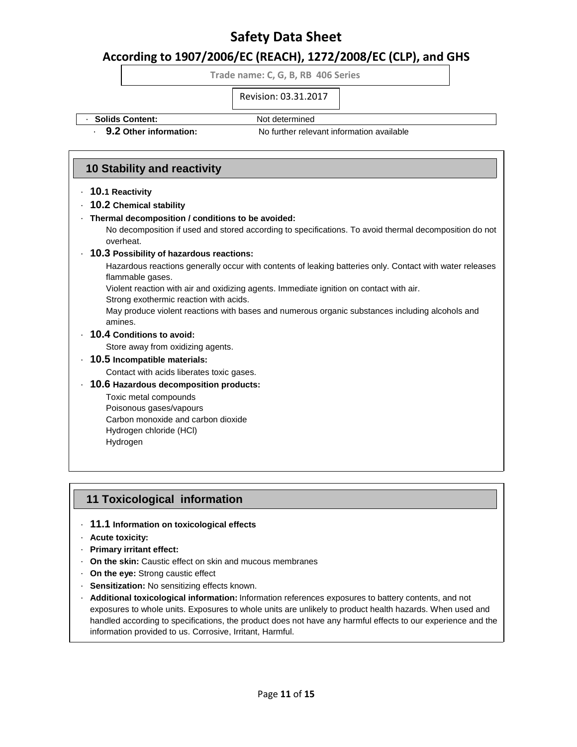· **Solids Content:** Not determined

· **9.2 Other information:** No further relevant information available

## 10 Stability and reactivity

· **10.1 Reactivity**

· **10.2 Chemical stability**

· **Thermal decomposition / conditions to be avoided:**

No decomposition if used and stored according to specifications. To avoid thermal decomposition do not overheat.

· **10.3 Possibility of hazardous reactions:**

Hazardous reactions generally occur with contents of leaking batteries only. Contact with water releases flammable gases.

Violent reaction with air and oxidizing agents. Immediate ignition on contact with air.

Strong exothermic reaction with acids.

May produce violent reactions with bases and numerous organic substances including alcohols and amines.

· **10.4 Conditions to avoid:**

Store away from oxidizing agents.

· **10.5 Incompatible materials:**

Contact with acids liberates toxic gases.

· **10.6 Hazardous decomposition products:**

Toxic metal compounds
Poisonous gases/vapours
Carbon monoxide and carbon dioxide
Hydrogen chloride (HCl)
Hydrogen

## 11 Toxicological information

· **11.1 Information on toxicological effects**

· **Acute toxicity:**

· **Primary irritant effect:**

· **On the skin:** Caustic effect on skin and mucous membranes

· **On the eye:** Strong caustic effect

· **Sensitization:** No sensitizing effects known.

· **Additional toxicological information:** Information references exposures to battery contents, and not exposures to whole units. Exposures to whole units are unlikely to product health hazards. When used and handled according to specifications, the product does not have any harmful effects to our experience and the information provided to us. Corrosive, Irritant, Harmful.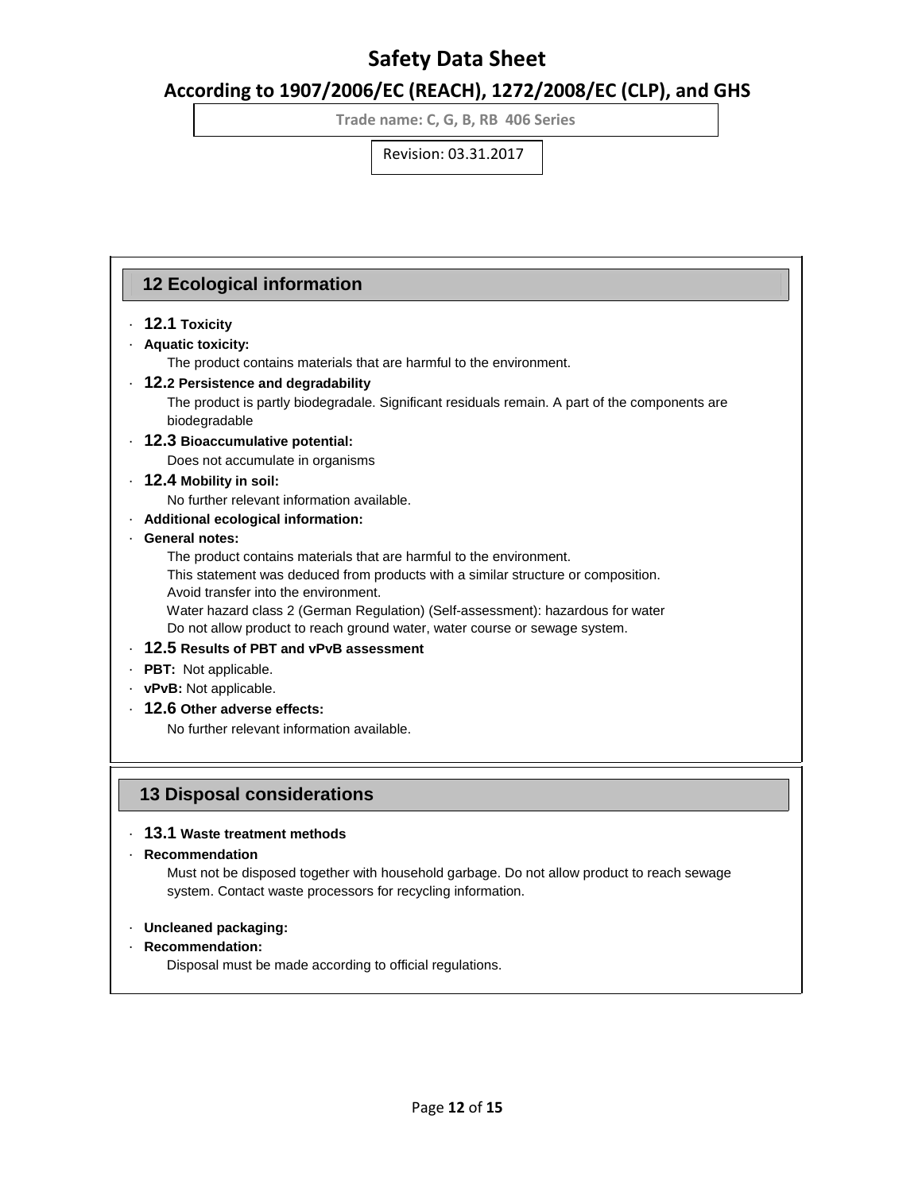## 12 Ecological information

· **12.1 Toxicity**

· **Aquatic toxicity:**

The product contains materials that are harmful to the environment.

· **12.2 Persistence and degradability**

The product is partly biodegradale. Significant residuals remain. A part of the components are biodegradable

· **12.3 Bioaccumulative potential:**

Does not accumulate in organisms

· **12.4 Mobility in soil:**

No further relevant information available.

· **Additional ecological information:**

· **General notes:**

The product contains materials that are harmful to the environment.
This statement was deduced from products with a similar structure or composition.
Avoid transfer into the environment.
Water hazard class 2 (German Regulation) (Self-assessment): hazardous for water
Do not allow product to reach ground water, water course or sewage system.

· **12.5 Results of PBT and vPvB assessment**

· **PBT:** Not applicable.

· **vPvB:** Not applicable.

· **12.6 Other adverse effects:**

No further relevant information available.

## 13 Disposal considerations

· **13.1 Waste treatment methods**

· **Recommendation**

Must not be disposed together with household garbage. Do not allow product to reach sewage system. Contact waste processors for recycling information.

· **Uncleaned packaging:**

· **Recommendation:**

Disposal must be made according to official regulations.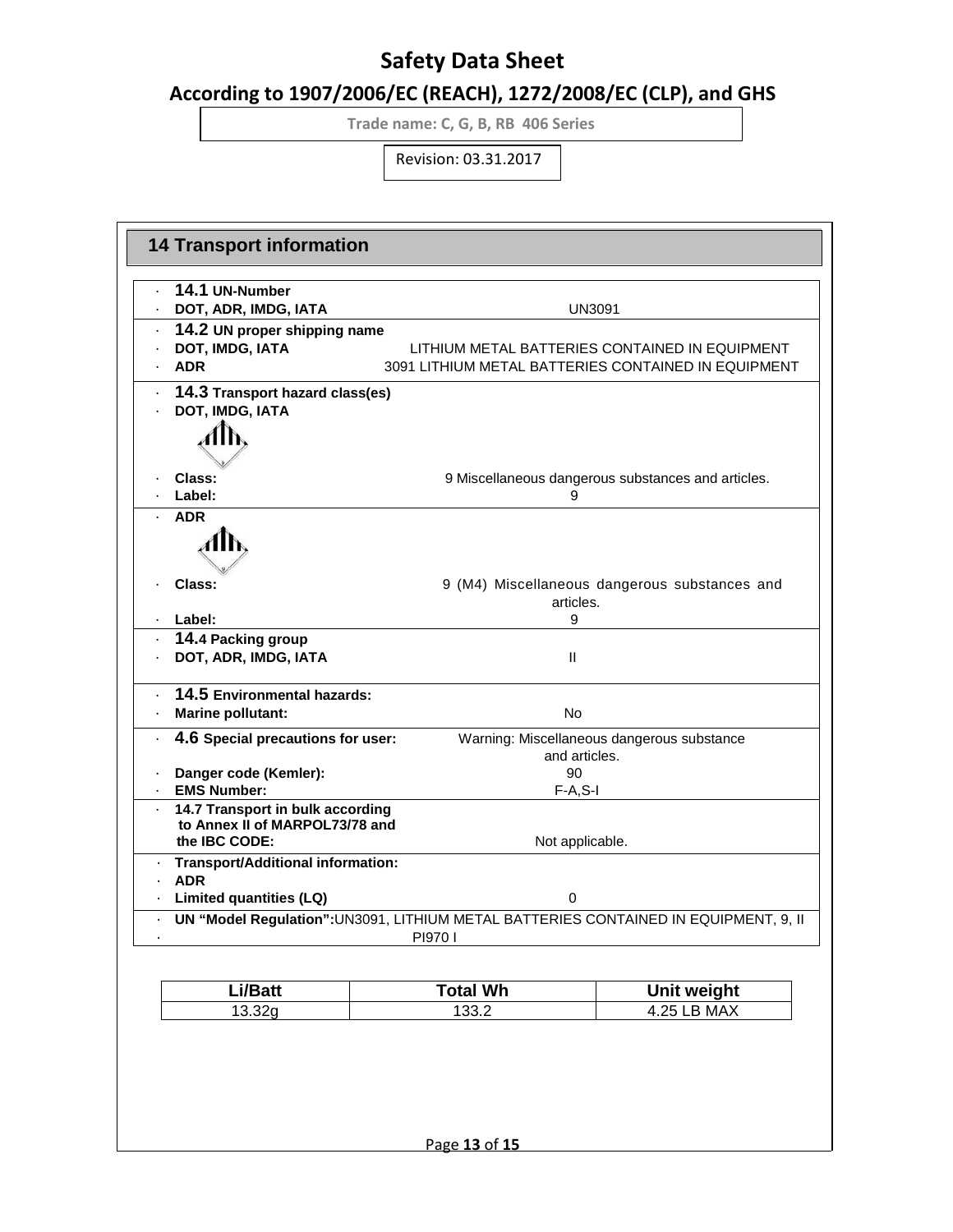## 14 Transport information

· **14.1 UN-Number**
· **DOT, ADR, IMDG, IATA** UN3091

· **14.2 UN proper shipping name**
· **DOT, IMDG, IATA** LITHIUM METAL BATTERIES CONTAINED IN EQUIPMENT
· **ADR** 3091 LITHIUM METAL BATTERIES CONTAINED IN EQUIPMENT

· **14.3 Transport hazard class(es)**
· **DOT, IMDG, IATA**

· **Class:** 9 Miscellaneous dangerous substances and articles.
· **Label:** 9

· **ADR**

· **Class:** 9 (M4) Miscellaneous dangerous substances and articles.
· **Label:** 9

· **14.4 Packing group**
· **DOT, ADR, IMDG, IATA** II

· **14.5 Environmental hazards:**
· **Marine pollutant:** No

· **4.6 Special precautions for user:** Warning: Miscellaneous dangerous substance and articles.
· **Danger code (Kemler):** 90
· **EMS Number:** F-A,S-I

· **14.7 Transport in bulk according to Annex II of MARPOL73/78 and the IBC CODE:** Not applicable.

· **Transport/Additional information:**
· **ADR**
· **Limited quantities (LQ)** 0

· **UN "Model Regulation":**UN3091, LITHIUM METAL BATTERIES CONTAINED IN EQUIPMENT, 9, II
· PI970 I

| Li/Batt | Total Wh | Unit weight |
|---|---|---|
| 13.32g | 133.2 | 4.25 LB MAX |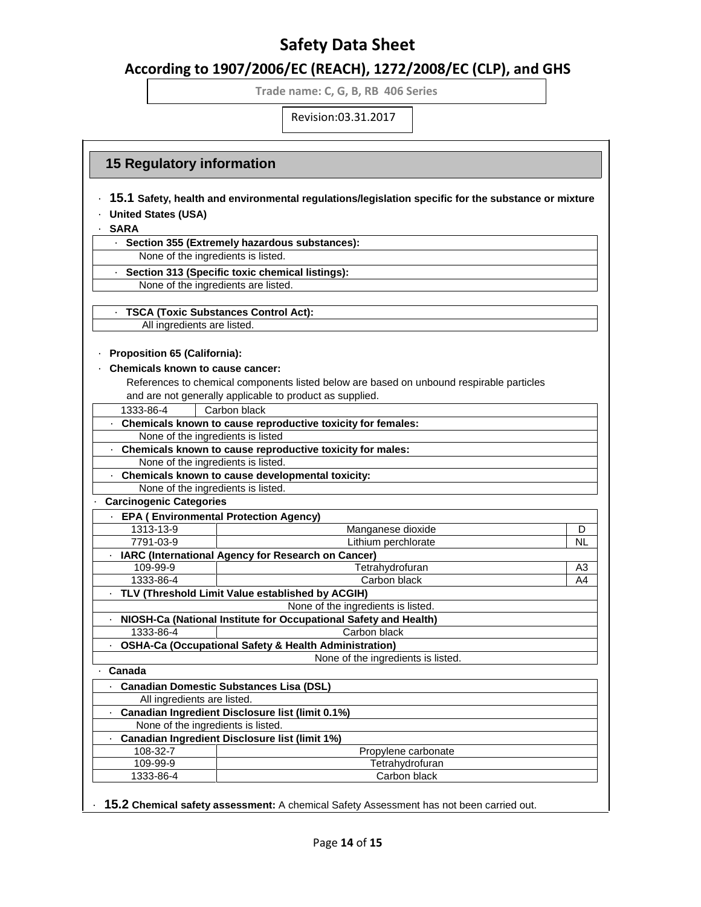## 15 Regulatory information

· **15.1 Safety, health and environmental regulations/legislation specific for the substance or mixture**

· **United States (USA)**

· **SARA**

| · **Section 355 (Extremely hazardous substances):** |
|---|
| None of the ingredients is listed. |
| · **Section 313 (Specific toxic chemical listings):** |
| None of the ingredients are listed. |

| · **TSCA (Toxic Substances Control Act):** |
|---|
| All ingredients are listed. |

· **Proposition 65 (California):**

· **Chemicals known to cause cancer:**

References to chemical components listed below are based on unbound respirable particles and are not generally applicable to product as supplied.

| 1333-86-4 | Carbon black |
|---|---|
| · **Chemicals known to cause reproductive toxicity for females:** | |
| None of the ingredients is listed | |
| · **Chemicals known to cause reproductive toxicity for males:** | |
| None of the ingredients is listed. | |
| · **Chemicals known to cause developmental toxicity:** | |
| None of the ingredients is listed. | |

· **Carcinogenic Categories**

| · **EPA ( Environmental Protection Agency)** | | |
|---|---|---|
| 1313-13-9 | Manganese dioxide | D |
| 7791-03-9 | Lithium perchlorate | NL |
| · **IARC (International Agency for Research on Cancer)** | | |
| 109-99-9 | Tetrahydrofuran | A3 |
| 1333-86-4 | Carbon black | A4 |
| · **TLV (Threshold Limit Value established by ACGIH)** | | |
| None of the ingredients is listed. | | |
| · **NIOSH-Ca (National Institute for Occupational Safety and Health)** | | |
| 1333-86-4 | Carbon black | |
| · **OSHA-Ca (Occupational Safety & Health Administration)** | | |
| None of the ingredients is listed. | | |

· **Canada**

| · **Canadian Domestic Substances Lisa (DSL)** | |
|---|---|
| All ingredients are listed. | |
| · **Canadian Ingredient Disclosure list (limit 0.1%)** | |
| None of the ingredients is listed. | |
| · **Canadian Ingredient Disclosure list (limit 1%)** | |
| 108-32-7 | Propylene carbonate |
| 109-99-9 | Tetrahydrofuran |
| 1333-86-4 | Carbon black |

· **15.2 Chemical safety assessment:** A chemical Safety Assessment has not been carried out.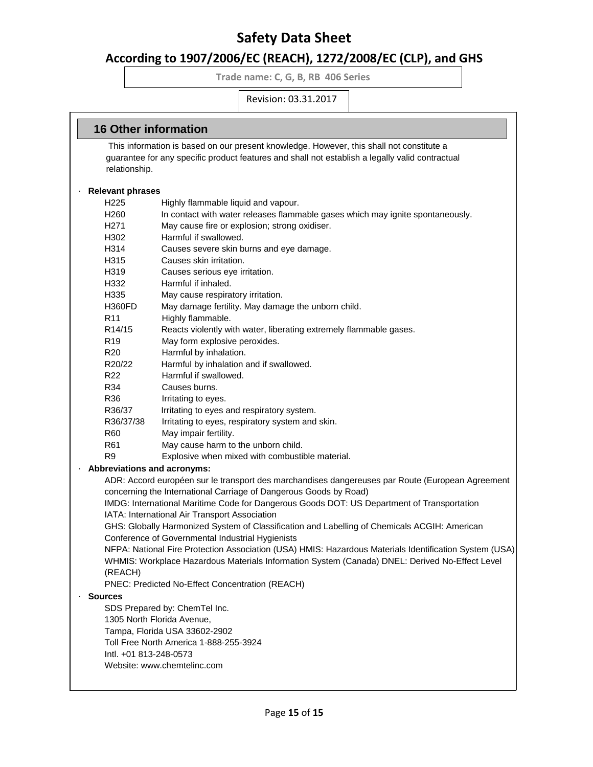## 16 Other information

This information is based on our present knowledge. However, this shall not constitute a guarantee for any specific product features and shall not establish a legally valid contractual relationship.

· **Relevant phrases**

| | |
|---|---|
| H225 | Highly flammable liquid and vapour. |
| H260 | In contact with water releases flammable gases which may ignite spontaneously. |
| H271 | May cause fire or explosion; strong oxidiser. |
| H302 | Harmful if swallowed. |
| H314 | Causes severe skin burns and eye damage. |
| H315 | Causes skin irritation. |
| H319 | Causes serious eye irritation. |
| H332 | Harmful if inhaled. |
| H335 | May cause respiratory irritation. |
| H360FD | May damage fertility. May damage the unborn child. |
| R11 | Highly flammable. |
| R14/15 | Reacts violently with water, liberating extremely flammable gases. |
| R19 | May form explosive peroxides. |
| R20 | Harmful by inhalation. |
| R20/22 | Harmful by inhalation and if swallowed. |
| R22 | Harmful if swallowed. |
| R34 | Causes burns. |
| R36 | Irritating to eyes. |
| R36/37 | Irritating to eyes and respiratory system. |
| R36/37/38 | Irritating to eyes, respiratory system and skin. |
| R60 | May impair fertility. |
| R61 | May cause harm to the unborn child. |
| R9 | Explosive when mixed with combustible material. |

· **Abbreviations and acronyms:**

ADR: Accord européen sur le transport des marchandises dangereuses par Route (European Agreement concerning the International Carriage of Dangerous Goods by Road)
IMDG: International Maritime Code for Dangerous Goods DOT: US Department of Transportation
IATA: International Air Transport Association
GHS: Globally Harmonized System of Classification and Labelling of Chemicals ACGIH: American Conference of Governmental Industrial Hygienists
NFPA: National Fire Protection Association (USA) HMIS: Hazardous Materials Identification System (USA)
WHMIS: Workplace Hazardous Materials Information System (Canada) DNEL: Derived No-Effect Level (REACH)
PNEC: Predicted No-Effect Concentration (REACH)

· **Sources**

SDS Prepared by: ChemTel Inc.
1305 North Florida Avenue,
Tampa, Florida USA 33602-2902
Toll Free North America 1-888-255-3924
Intl. +01 813-248-0573
Website: www.chemtelinc.com